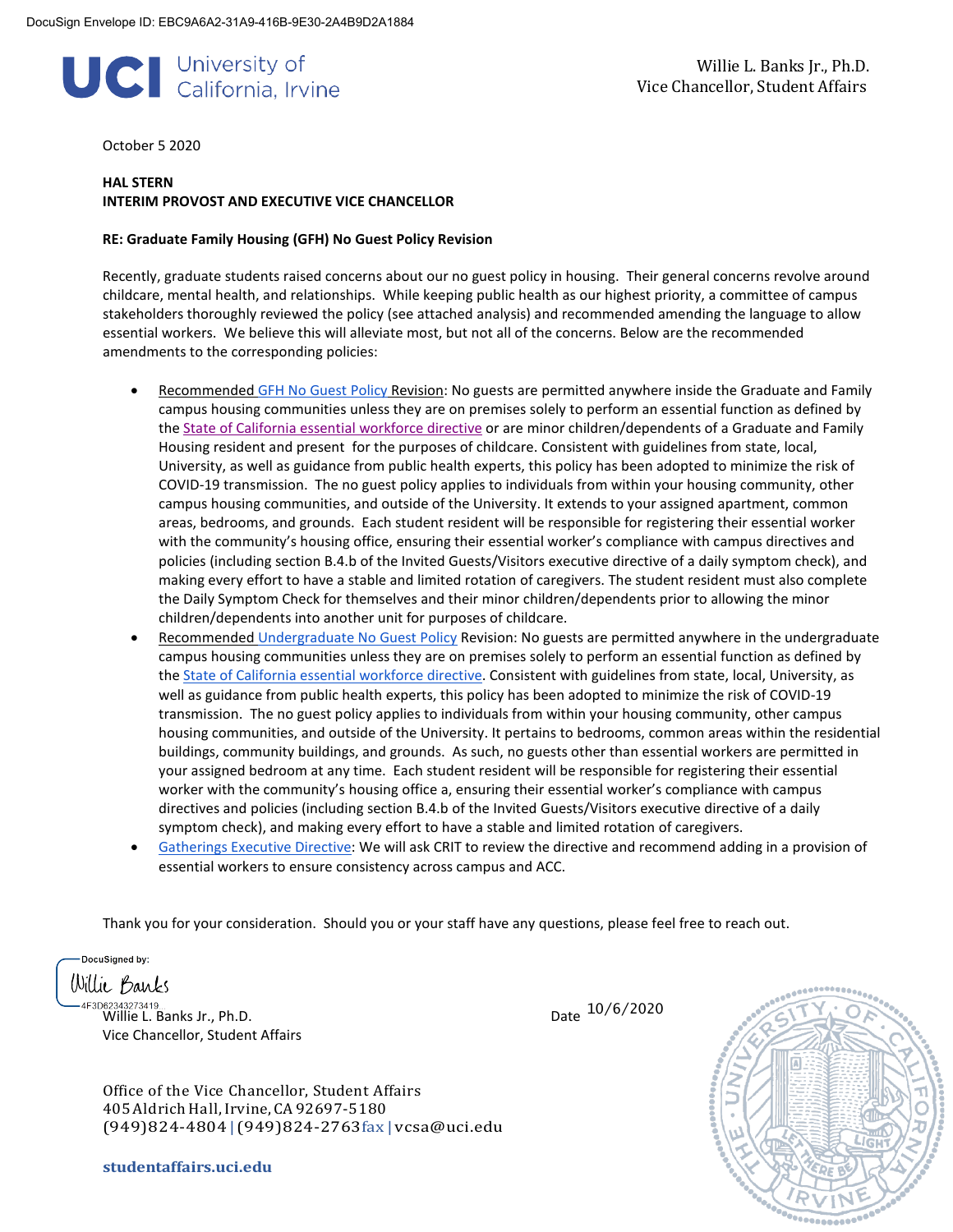DocuSign Envelope ID: EBC9A6A2-31A9-416B-9E30-2A4B9D2A1884

UCI University of California, Irvine

Willie L. Banks Jr., Ph.D.
Vice Chancellor, Student Affairs

October 5 2020

**HAL STERN**
**INTERIM PROVOST AND EXECUTIVE VICE CHANCELLOR**

**RE: Graduate Family Housing (GFH) No Guest Policy Revision**

Recently, graduate students raised concerns about our no guest policy in housing. Their general concerns revolve around childcare, mental health, and relationships. While keeping public health as our highest priority, a committee of campus stakeholders thoroughly reviewed the policy (see attached analysis) and recommended amending the language to allow essential workers. We believe this will alleviate most, but not all of the concerns. Below are the recommended amendments to the corresponding policies:

- Recommended GFH No Guest Policy Revision: No guests are permitted anywhere inside the Graduate and Family campus housing communities unless they are on premises solely to perform an essential function as defined by the State of California essential workforce directive or are minor children/dependents of a Graduate and Family Housing resident and present for the purposes of childcare. Consistent with guidelines from state, local, University, as well as guidance from public health experts, this policy has been adopted to minimize the risk of COVID-19 transmission. The no guest policy applies to individuals from within your housing community, other campus housing communities, and outside of the University. It extends to your assigned apartment, common areas, bedrooms, and grounds. Each student resident will be responsible for registering their essential worker with the community's housing office, ensuring their essential worker's compliance with campus directives and policies (including section B.4.b of the Invited Guests/Visitors executive directive of a daily symptom check), and making every effort to have a stable and limited rotation of caregivers. The student resident must also complete the Daily Symptom Check for themselves and their minor children/dependents prior to allowing the minor children/dependents into another unit for purposes of childcare.
- Recommended Undergraduate No Guest Policy Revision: No guests are permitted anywhere in the undergraduate campus housing communities unless they are on premises solely to perform an essential function as defined by the State of California essential workforce directive. Consistent with guidelines from state, local, University, as well as guidance from public health experts, this policy has been adopted to minimize the risk of COVID-19 transmission. The no guest policy applies to individuals from within your housing community, other campus housing communities, and outside of the University. It pertains to bedrooms, common areas within the residential buildings, community buildings, and grounds. As such, no guests other than essential workers are permitted in your assigned bedroom at any time. Each student resident will be responsible for registering their essential worker with the community's housing office a, ensuring their essential worker's compliance with campus directives and policies (including section B.4.b of the Invited Guests/Visitors executive directive of a daily symptom check), and making every effort to have a stable and limited rotation of caregivers.
- Gatherings Executive Directive: We will ask CRIT to review the directive and recommend adding in a provision of essential workers to ensure consistency across campus and ACC.

Thank you for your consideration. Should you or your staff have any questions, please feel free to reach out.

DocuSigned by:
Willie Banks
4F3D62343273419...

Willie L. Banks Jr., Ph.D.
Vice Chancellor, Student Affairs

Date 10/6/2020

Office of the Vice Chancellor, Student Affairs
405 Aldrich Hall, Irvine, CA 92697-5180
(949)824-4804 | (949)824-2763 fax | vcsa@uci.edu

**studentaffairs.uci.edu**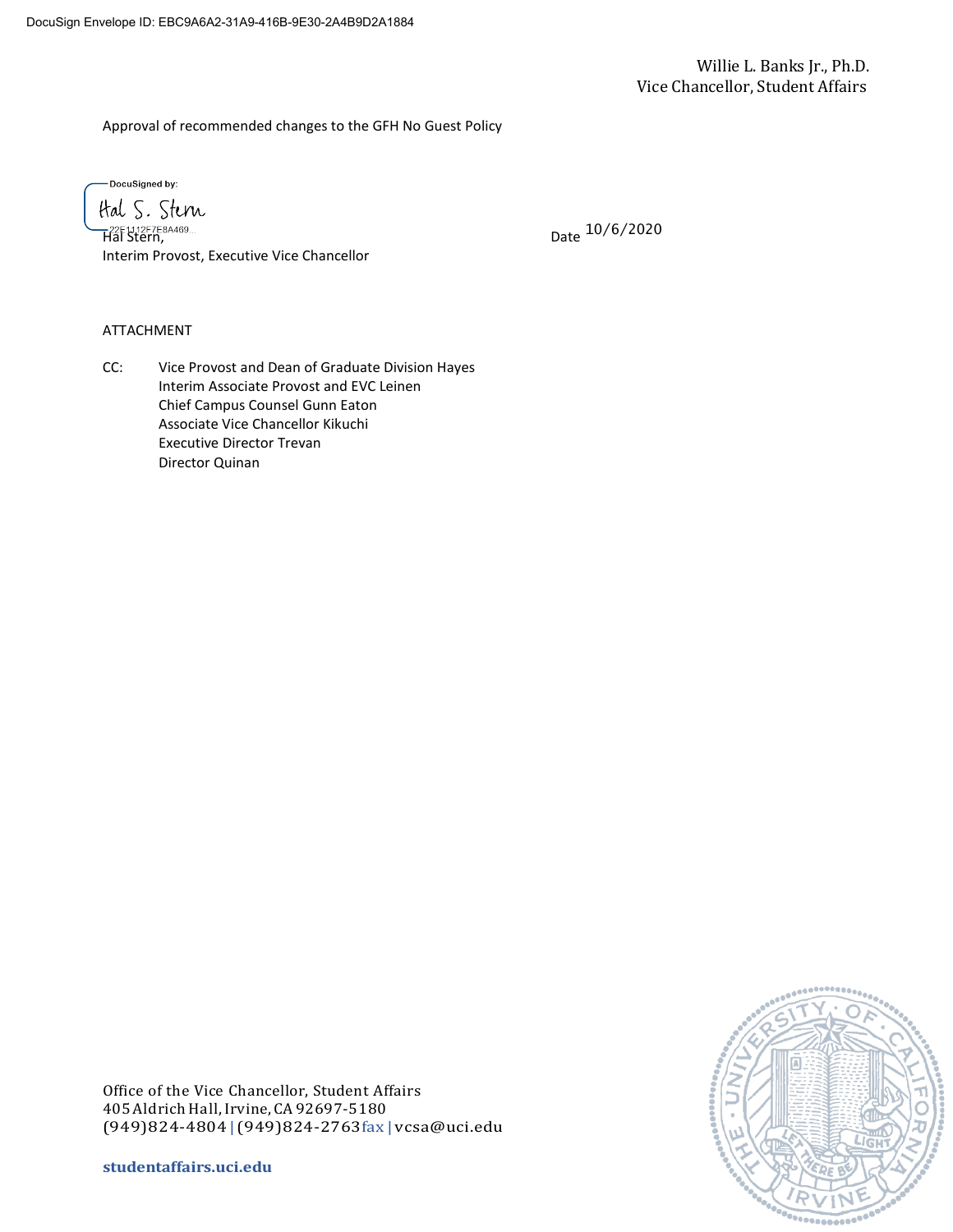Willie L. Banks Jr., Ph.D.
Vice Chancellor, Student Affairs

Approval of recommended changes to the GFH No Guest Policy

DocuSigned by:
Hal S. Stern
22F1112F7E8A469...

Hal Stern,
Interim Provost, Executive Vice Chancellor

Date 10/6/2020

ATTACHMENT

CC: Vice Provost and Dean of Graduate Division Hayes
Interim Associate Provost and EVC Leinen
Chief Campus Counsel Gunn Eaton
Associate Vice Chancellor Kikuchi
Executive Director Trevan
Director Quinan

Office of the Vice Chancellor, Student Affairs
405 Aldrich Hall, Irvine, CA 92697-5180
(949)824-4804 | (949)824-2763 fax | vcsa@uci.edu

**studentaffairs.uci.edu**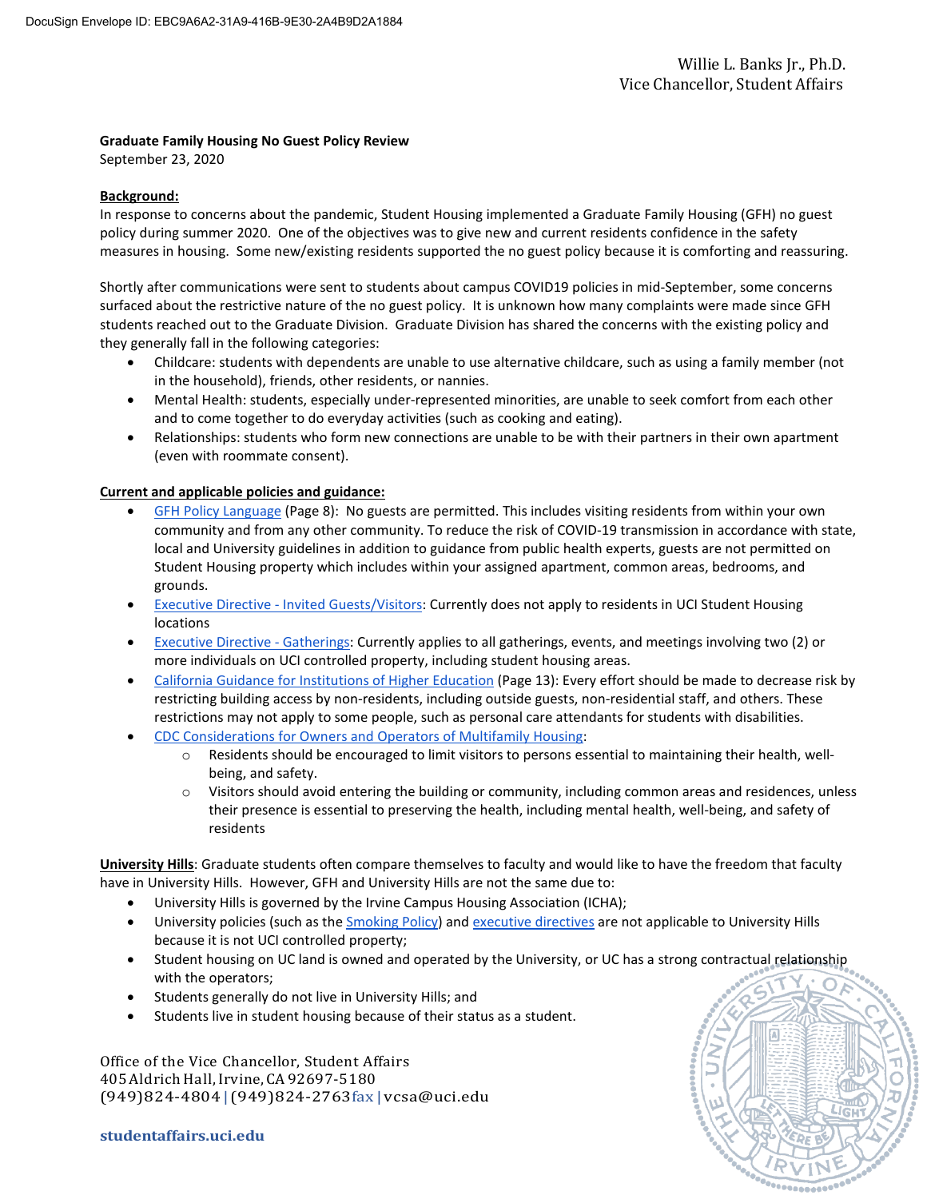Willie L. Banks Jr., Ph.D.
Vice Chancellor, Student Affairs

**Graduate Family Housing No Guest Policy Review**
September 23, 2020

**Background:**
In response to concerns about the pandemic, Student Housing implemented a Graduate Family Housing (GFH) no guest policy during summer 2020. One of the objectives was to give new and current residents confidence in the safety measures in housing. Some new/existing residents supported the no guest policy because it is comforting and reassuring.

Shortly after communications were sent to students about campus COVID19 policies in mid-September, some concerns surfaced about the restrictive nature of the no guest policy. It is unknown how many complaints were made since GFH students reached out to the Graduate Division. Graduate Division has shared the concerns with the existing policy and they generally fall in the following categories:

- Childcare: students with dependents are unable to use alternative childcare, such as using a family member (not in the household), friends, other residents, or nannies.
- Mental Health: students, especially under-represented minorities, are unable to seek comfort from each other and to come together to do everyday activities (such as cooking and eating).
- Relationships: students who form new connections are unable to be with their partners in their own apartment (even with roommate consent).

**Current and applicable policies and guidance:**

- GFH Policy Language (Page 8): No guests are permitted. This includes visiting residents from within your own community and from any other community. To reduce the risk of COVID-19 transmission in accordance with state, local and University guidelines in addition to guidance from public health experts, guests are not permitted on Student Housing property which includes within your assigned apartment, common areas, bedrooms, and grounds.
- Executive Directive - Invited Guests/Visitors: Currently does not apply to residents in UCI Student Housing locations
- Executive Directive - Gatherings: Currently applies to all gatherings, events, and meetings involving two (2) or more individuals on UCI controlled property, including student housing areas.
- California Guidance for Institutions of Higher Education (Page 13): Every effort should be made to decrease risk by restricting building access by non-residents, including outside guests, non-residential staff, and others. These restrictions may not apply to some people, such as personal care attendants for students with disabilities.
- CDC Considerations for Owners and Operators of Multifamily Housing:
  - Residents should be encouraged to limit visitors to persons essential to maintaining their health, well-being, and safety.
  - Visitors should avoid entering the building or community, including common areas and residences, unless their presence is essential to preserving the health, including mental health, well-being, and safety of residents

**University Hills**: Graduate students often compare themselves to faculty and would like to have the freedom that faculty have in University Hills. However, GFH and University Hills are not the same due to:

- University Hills is governed by the Irvine Campus Housing Association (ICHA);
- University policies (such as the Smoking Policy) and executive directives are not applicable to University Hills because it is not UCI controlled property;
- Student housing on UC land is owned and operated by the University, or UC has a strong contractual relationship with the operators;
- Students generally do not live in University Hills; and
- Students live in student housing because of their status as a student.

Office of the Vice Chancellor, Student Affairs
405 Aldrich Hall, Irvine, CA 92697-5180
(949)824-4804 | (949)824-2763 fax | vcsa@uci.edu

**studentaffairs.uci.edu**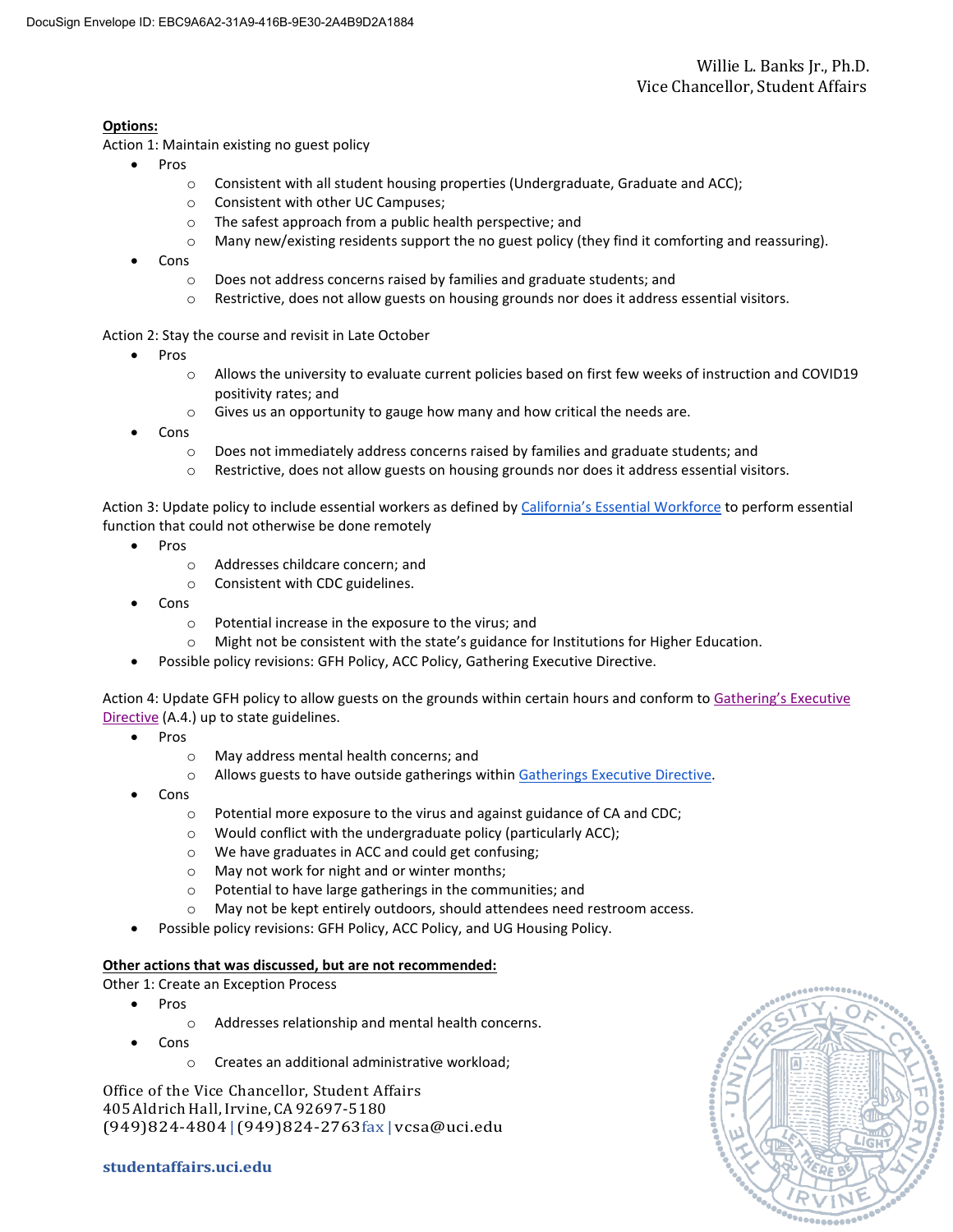**Options:**

Action 1: Maintain existing no guest policy

- Pros
  - Consistent with all student housing properties (Undergraduate, Graduate and ACC);
  - Consistent with other UC Campuses;
  - The safest approach from a public health perspective; and
  - Many new/existing residents support the no guest policy (they find it comforting and reassuring).
- Cons
  - Does not address concerns raised by families and graduate students; and
  - Restrictive, does not allow guests on housing grounds nor does it address essential visitors.

Action 2: Stay the course and revisit in Late October

- Pros
  - Allows the university to evaluate current policies based on first few weeks of instruction and COVID19 positivity rates; and
  - Gives us an opportunity to gauge how many and how critical the needs are.
- Cons
  - Does not immediately address concerns raised by families and graduate students; and
  - Restrictive, does not allow guests on housing grounds nor does it address essential visitors.

Action 3: Update policy to include essential workers as defined by California's Essential Workforce to perform essential function that could not otherwise be done remotely

- Pros
  - Addresses childcare concern; and
  - Consistent with CDC guidelines.
- Cons
  - Potential increase in the exposure to the virus; and
  - Might not be consistent with the state's guidance for Institutions for Higher Education.
- Possible policy revisions: GFH Policy, ACC Policy, Gathering Executive Directive.

Action 4: Update GFH policy to allow guests on the grounds within certain hours and conform to Gathering's Executive Directive (A.4.) up to state guidelines.

- Pros
  - May address mental health concerns; and
  - Allows guests to have outside gatherings within Gatherings Executive Directive.
- Cons
  - Potential more exposure to the virus and against guidance of CA and CDC;
  - Would conflict with the undergraduate policy (particularly ACC);
  - We have graduates in ACC and could get confusing;
  - May not work for night and or winter months;
  - Potential to have large gatherings in the communities; and
  - May not be kept entirely outdoors, should attendees need restroom access.
- Possible policy revisions: GFH Policy, ACC Policy, and UG Housing Policy.

**Other actions that was discussed, but are not recommended:**

Other 1: Create an Exception Process

- Pros
  - Addresses relationship and mental health concerns.
- Cons
  - Creates an additional administrative workload;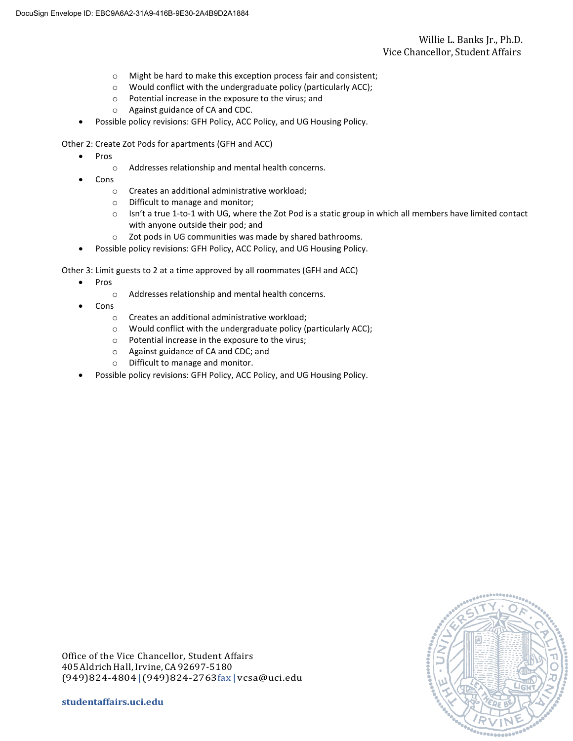- Might be hard to make this exception process fair and consistent;
  - Would conflict with the undergraduate policy (particularly ACC);
  - Potential increase in the exposure to the virus; and
  - Against guidance of CA and CDC.
- Possible policy revisions: GFH Policy, ACC Policy, and UG Housing Policy.

Other 2: Create Zot Pods for apartments (GFH and ACC)

- Pros
  - Addresses relationship and mental health concerns.
- Cons
  - Creates an additional administrative workload;
  - Difficult to manage and monitor;
  - Isn't a true 1-to-1 with UG, where the Zot Pod is a static group in which all members have limited contact with anyone outside their pod; and
  - Zot pods in UG communities was made by shared bathrooms.
- Possible policy revisions: GFH Policy, ACC Policy, and UG Housing Policy.

Other 3: Limit guests to 2 at a time approved by all roommates (GFH and ACC)

- Pros
  - Addresses relationship and mental health concerns.
- Cons
  - Creates an additional administrative workload;
  - Would conflict with the undergraduate policy (particularly ACC);
  - Potential increase in the exposure to the virus;
  - Against guidance of CA and CDC; and
  - Difficult to manage and monitor.
- Possible policy revisions: GFH Policy, ACC Policy, and UG Housing Policy.